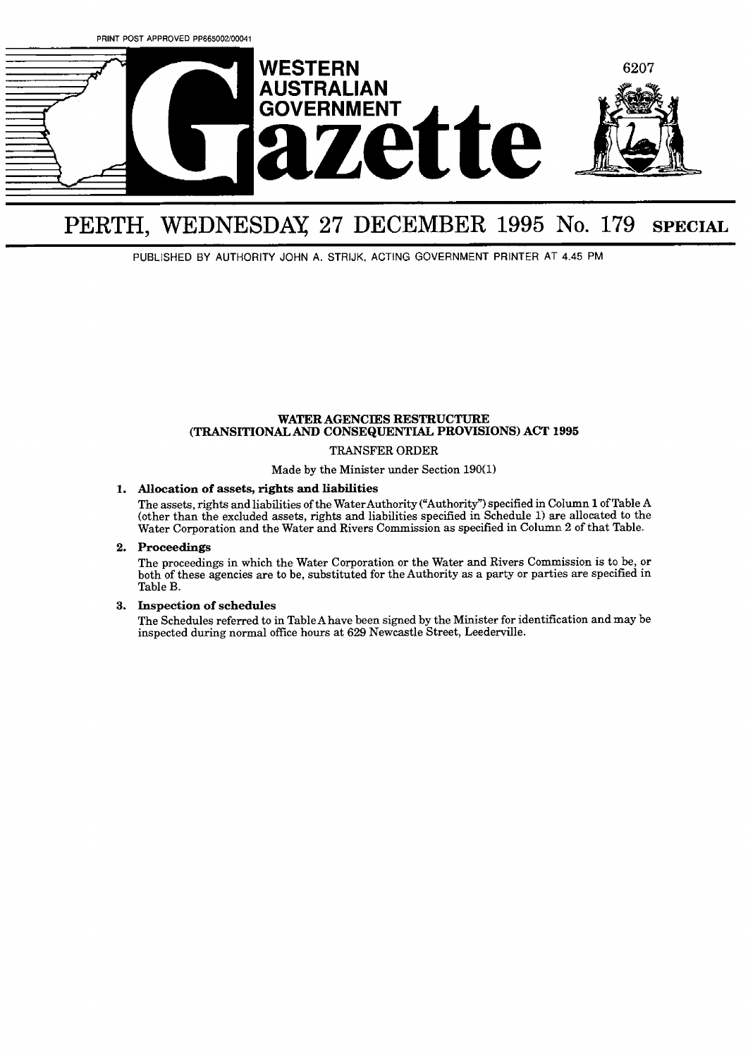PRINT POST APPROVED PP665002/00041

# WESTERN AUSTRALIAN GOVERNMENT Gazette

# PERTH, WEDNESDAY, 27 DECEMBER 1995 No. 179 SPECIAL

PUBLISHED BY AUTHORITY JOHN A. STRIJK, ACTING GOVERNMENT PRINTER AT 4.45 PM

## WATER AGENCIES RESTRUCTURE (TRANSITIONAL AND CONSEQUENTIAL PROVISIONS) ACT 1995

TRANSFER ORDER

Made by the Minister under Section 190(1)

**1. Allocation of assets, rights and liabilities**

The assets, rights and liabilities of the Water Authority ("Authority") specified in Column 1 of Table A (other than the excluded assets, rights and liabilities specified in Schedule 1) are allocated to the Water Corporation and the Water and Rivers Commission as specified in Column 2 of that Table.

**2. Proceedings**

The proceedings in which the Water Corporation or the Water and Rivers Commission is to be, or both of these agencies are to be, substituted for the Authority as a party or parties are specified in Table B.

**3. Inspection of schedules**

The Schedules referred to in Table A have been signed by the Minister for identification and may be inspected during normal office hours at 629 Newcastle Street, Leederville.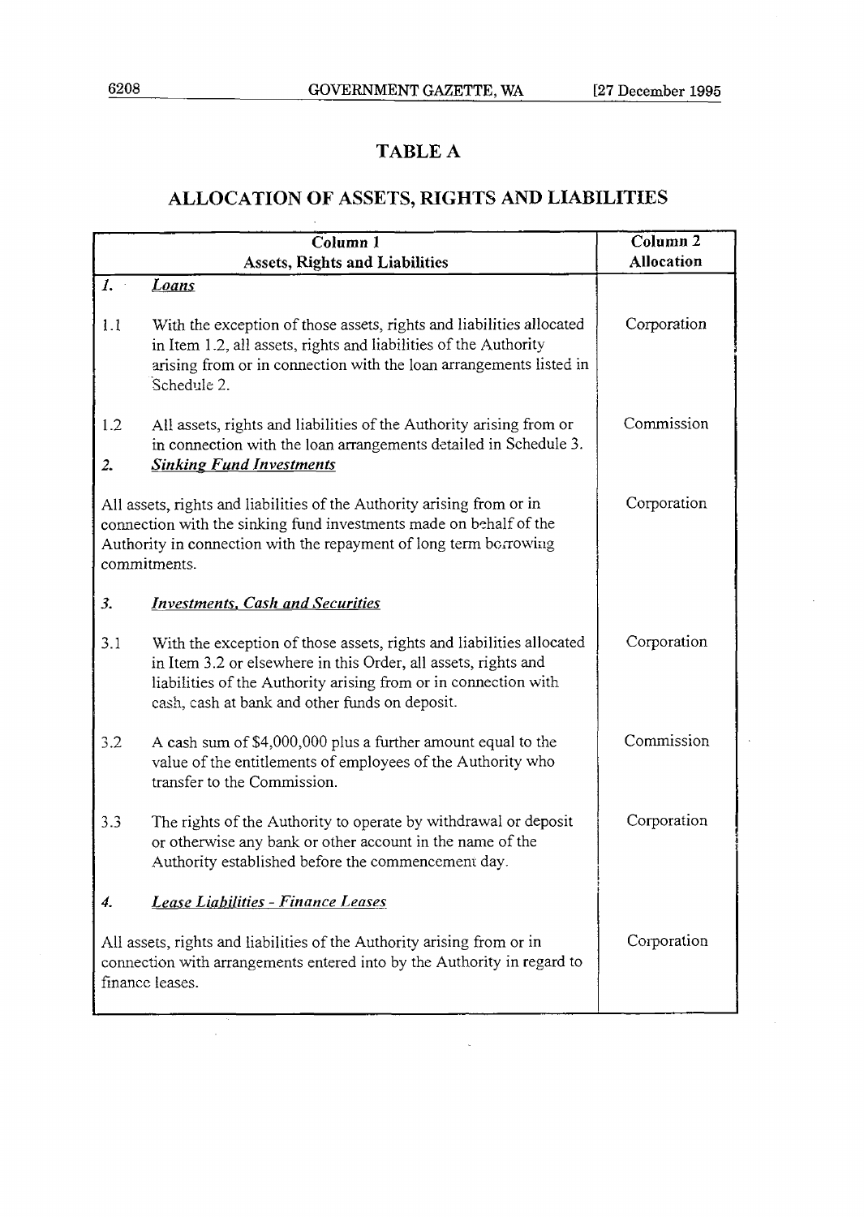## TABLE A

## ALLOCATION OF ASSETS, RIGHTS AND LIABILITIES

| Column 1<br>Assets, Rights and Liabilities | Column 2<br>Allocation |
|---|---|
| *1.* ***Loans*** | |
| 1.1 With the exception of those assets, rights and liabilities allocated in Item 1.2, all assets, rights and liabilities of the Authority arising from or in connection with the loan arrangements listed in Schedule 2. | Corporation |
| 1.2 All assets, rights and liabilities of the Authority arising from or in connection with the loan arrangements detailed in Schedule 3. | Commission |
| *2.* ***Sinking Fund Investments*** | |
| All assets, rights and liabilities of the Authority arising from or in connection with the sinking fund investments made on behalf of the Authority in connection with the repayment of long term borrowing commitments. | Corporation |
| *3.* ***Investments, Cash and Securities*** | |
| 3.1 With the exception of those assets, rights and liabilities allocated in Item 3.2 or elsewhere in this Order, all assets, rights and liabilities of the Authority arising from or in connection with cash, cash at bank and other funds on deposit. | Corporation |
| 3.2 A cash sum of $4,000,000 plus a further amount equal to the value of the entitlements of employees of the Authority who transfer to the Commission. | Commission |
| 3.3 The rights of the Authority to operate by withdrawal or deposit or otherwise any bank or other account in the name of the Authority established before the commencement day. | Corporation |
| *4.* ***Lease Liabilities - Finance Leases*** | |
| All assets, rights and liabilities of the Authority arising from or in connection with arrangements entered into by the Authority in regard to finance leases. | Corporation |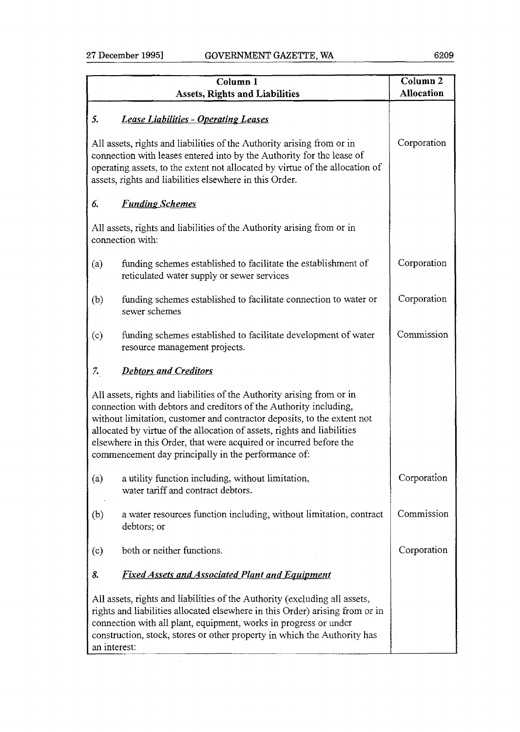| Column 1<br>Assets, Rights and Liabilities | Column 2<br>Allocation |
|---|---|
| ***5. Lease Liabilities - Operating Leases*** | |
| All assets, rights and liabilities of the Authority arising from or in connection with leases entered into by the Authority for the lease of operating assets, to the extent not allocated by virtue of the allocation of assets, rights and liabilities elsewhere in this Order. | Corporation |
| ***6. Funding Schemes*** | |
| All assets, rights and liabilities of the Authority arising from or in connection with: | |
| (a) funding schemes established to facilitate the establishment of reticulated water supply or sewer services | Corporation |
| (b) funding schemes established to facilitate connection to water or sewer schemes | Corporation |
| (c) funding schemes established to facilitate development of water resource management projects. | Commission |
| ***7. Debtors and Creditors*** | |
| All assets, rights and liabilities of the Authority arising from or in connection with debtors and creditors of the Authority including, without limitation, customer and contractor deposits, to the extent not allocated by virtue of the allocation of assets, rights and liabilities elsewhere in this Order, that were acquired or incurred before the commencement day principally in the performance of: | |
| (a) a utility function including, without limitation, water tariff and contract debtors. | Corporation |
| (b) a water resources function including, without limitation, contract debtors; or | Commission |
| (c) both or neither functions. | Corporation |
| ***8. Fixed Assets and Associated Plant and Equipment*** | |
| All assets, rights and liabilities of the Authority (excluding all assets, rights and liabilities allocated elsewhere in this Order) arising from or in connection with all plant, equipment, works in progress or under construction, stock, stores or other property in which the Authority has an interest: | |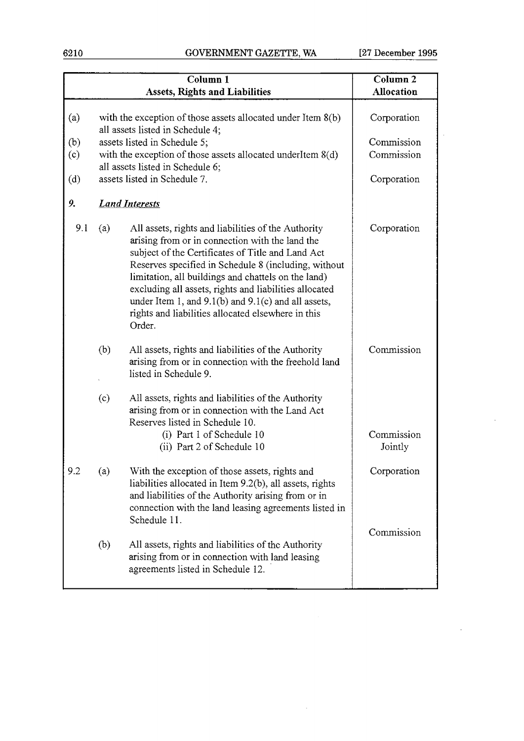| Column 1<br>Assets, Rights and Liabilities | | | Column 2<br>Allocation |
|---|---|---|---|
| (a) | | with the exception of those assets allocated under Item 8(b) all assets listed in Schedule 4; | Corporation |
| (b) | | assets listed in Schedule 5; | Commission |
| (c) | | with the exception of those assets allocated underItem 8(d) all assets listed in Schedule 6; | Commission |
| (d) | | assets listed in Schedule 7. | Corporation |
| *9.* | | ***Land Interests*** | |
| 9.1 | (a) | All assets, rights and liabilities of the Authority arising from or in connection with the land the subject of the Certificates of Title and Land Act Reserves specified in Schedule 8 (including, without limitation, all buildings and chattels on the land) excluding all assets, rights and liabilities allocated under Item 1, and 9.1(b) and 9.1(c) and all assets, rights and liabilities allocated elsewhere in this Order. | Corporation |
| | (b) | All assets, rights and liabilities of the Authority arising from or in connection with the freehold land listed in Schedule 9. | Commission |
| | (c) | All assets, rights and liabilities of the Authority arising from or in connection with the Land Act Reserves listed in Schedule 10. | |
| | | (i) Part 1 of Schedule 10 | Commission |
| | | (ii) Part 2 of Schedule 10 | Jointly |
| 9.2 | (a) | With the exception of those assets, rights and liabilities allocated in Item 9.2(b), all assets, rights and liabilities of the Authority arising from or in connection with the land leasing agreements listed in Schedule 11. | Corporation |
| | (b) | All assets, rights and liabilities of the Authority arising from or in connection with land leasing agreements listed in Schedule 12. | Commission |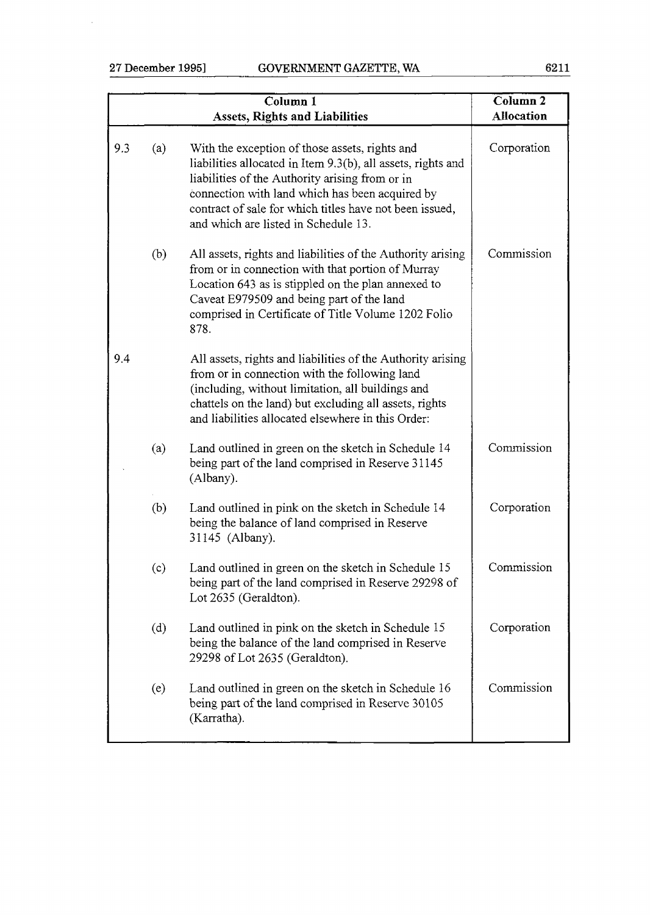| | | Column 1<br>Assets, Rights and Liabilities | Column 2<br>Allocation |
|---|---|---|---|
| 9.3 | (a) | With the exception of those assets, rights and liabilities allocated in Item 9.3(b), all assets, rights and liabilities of the Authority arising from or in connection with land which has been acquired by contract of sale for which titles have not been issued, and which are listed in Schedule 13. | Corporation |
| | (b) | All assets, rights and liabilities of the Authority arising from or in connection with that portion of Murray Location 643 as is stippled on the plan annexed to Caveat E979509 and being part of the land comprised in Certificate of Title Volume 1202 Folio 878. | Commission |
| 9.4 | | All assets, rights and liabilities of the Authority arising from or in connection with the following land (including, without limitation, all buildings and chattels on the land) but excluding all assets, rights and liabilities allocated elsewhere in this Order: | |
| | (a) | Land outlined in green on the sketch in Schedule 14 being part of the land comprised in Reserve 31145 (Albany). | Commission |
| | (b) | Land outlined in pink on the sketch in Schedule 14 being the balance of land comprised in Reserve 31145 (Albany). | Corporation |
| | (c) | Land outlined in green on the sketch in Schedule 15 being part of the land comprised in Reserve 29298 of Lot 2635 (Geraldton). | Commission |
| | (d) | Land outlined in pink on the sketch in Schedule 15 being the balance of the land comprised in Reserve 29298 of Lot 2635 (Geraldton). | Corporation |
| | (e) | Land outlined in green on the sketch in Schedule 16 being part of the land comprised in Reserve 30105 (Karratha). | Commission |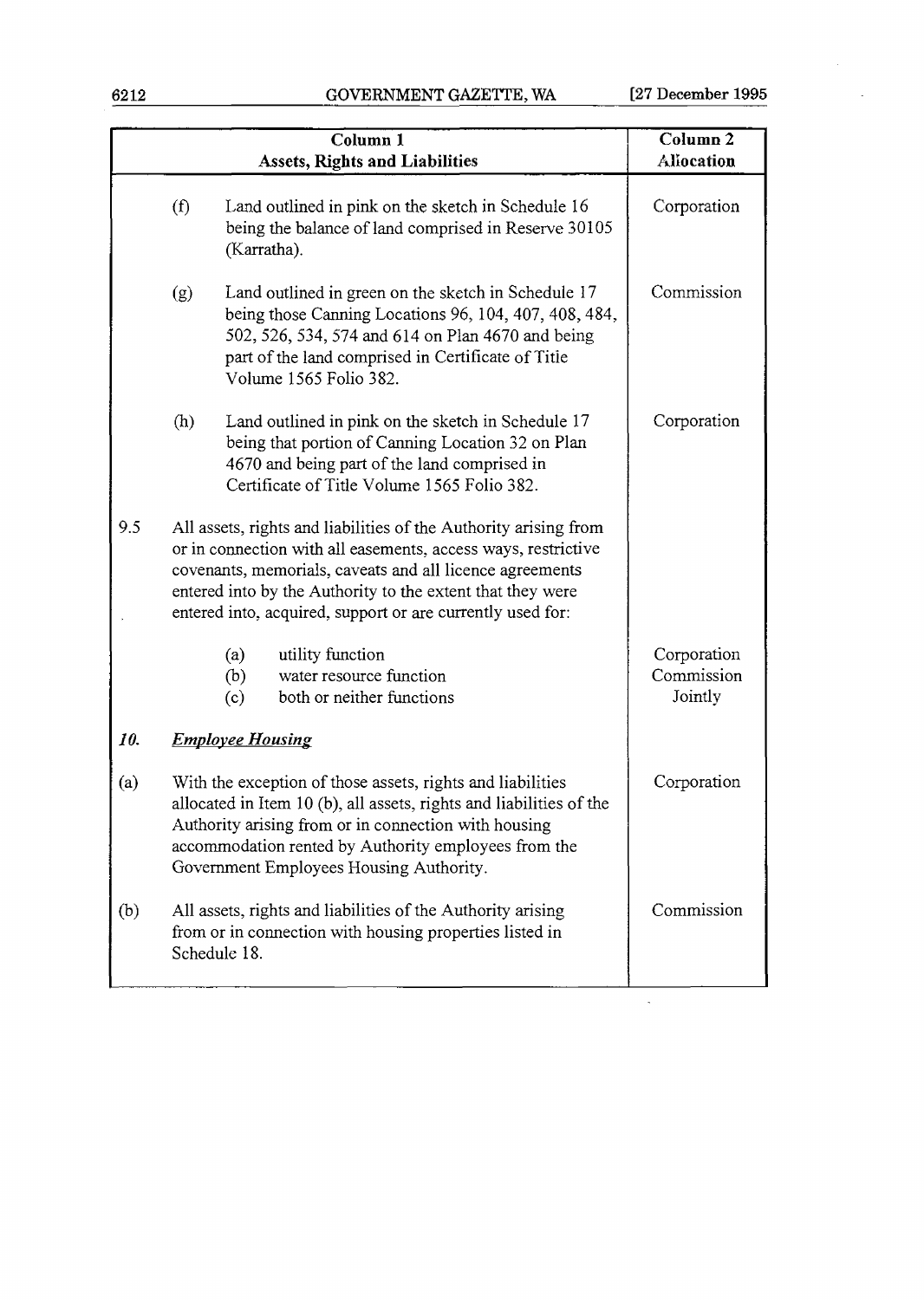| Column 1<br>Assets, Rights and Liabilities | Column 2<br>Allocation |
|---|---|
| (f) Land outlined in pink on the sketch in Schedule 16 being the balance of land comprised in Reserve 30105 (Karratha). | Corporation |
| (g) Land outlined in green on the sketch in Schedule 17 being those Canning Locations 96, 104, 407, 408, 484, 502, 526, 534, 574 and 614 on Plan 4670 and being part of the land comprised in Certificate of Title Volume 1565 Folio 382. | Commission |
| (h) Land outlined in pink on the sketch in Schedule 17 being that portion of Canning Location 32 on Plan 4670 and being part of the land comprised in Certificate of Title Volume 1565 Folio 382. | Corporation |
| 9.5 All assets, rights and liabilities of the Authority arising from or in connection with all easements, access ways, restrictive covenants, memorials, caveats and all licence agreements entered into by the Authority to the extent that they were entered into, acquired, support or are currently used for: | |
| (a) utility function | Corporation |
| (b) water resource function | Commission |
| (c) both or neither functions | Jointly |
| ***10. Employee Housing*** | |
| (a) With the exception of those assets, rights and liabilities allocated in Item 10 (b), all assets, rights and liabilities of the Authority arising from or in connection with housing accommodation rented by Authority employees from the Government Employees Housing Authority. | Corporation |
| (b) All assets, rights and liabilities of the Authority arising from or in connection with housing properties listed in Schedule 18. | Commission |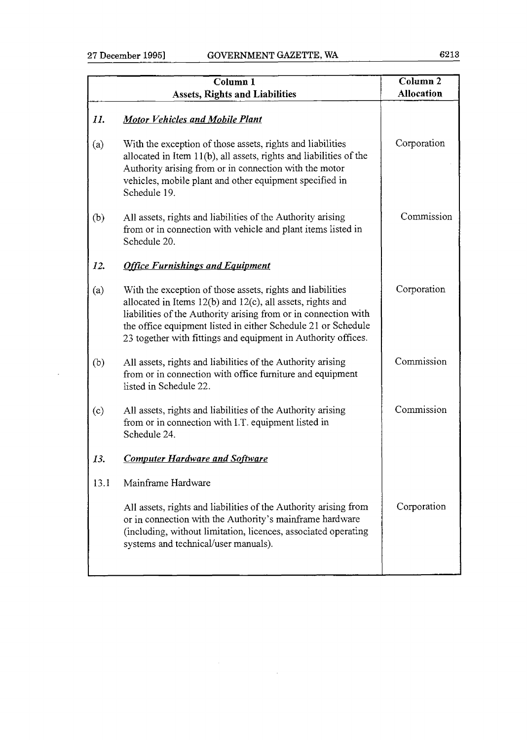| Column 1 Assets, Rights and Liabilities | | Column 2 Allocation |
|---|---|---|
| ***11.*** | ***Motor Vehicles and Mobile Plant*** | |
| (a) | With the exception of those assets, rights and liabilities allocated in Item 11(b), all assets, rights and liabilities of the Authority arising from or in connection with the motor vehicles, mobile plant and other equipment specified in Schedule 19. | Corporation |
| (b) | All assets, rights and liabilities of the Authority arising from or in connection with vehicle and plant items listed in Schedule 20. | Commission |
| ***12.*** | ***Office Furnishings and Equipment*** | |
| (a) | With the exception of those assets, rights and liabilities allocated in Items 12(b) and 12(c), all assets, rights and liabilities of the Authority arising from or in connection with the office equipment listed in either Schedule 21 or Schedule 23 together with fittings and equipment in Authority offices. | Corporation |
| (b) | All assets, rights and liabilities of the Authority arising from or in connection with office furniture and equipment listed in Schedule 22. | Commission |
| (c) | All assets, rights and liabilities of the Authority arising from or in connection with I.T. equipment listed in Schedule 24. | Commission |
| ***13.*** | ***Computer Hardware and Software*** | |
| 13.1 | Mainframe Hardware | |
| | All assets, rights and liabilities of the Authority arising from or in connection with the Authority's mainframe hardware (including, without limitation, licences, associated operating systems and technical/user manuals). | Corporation |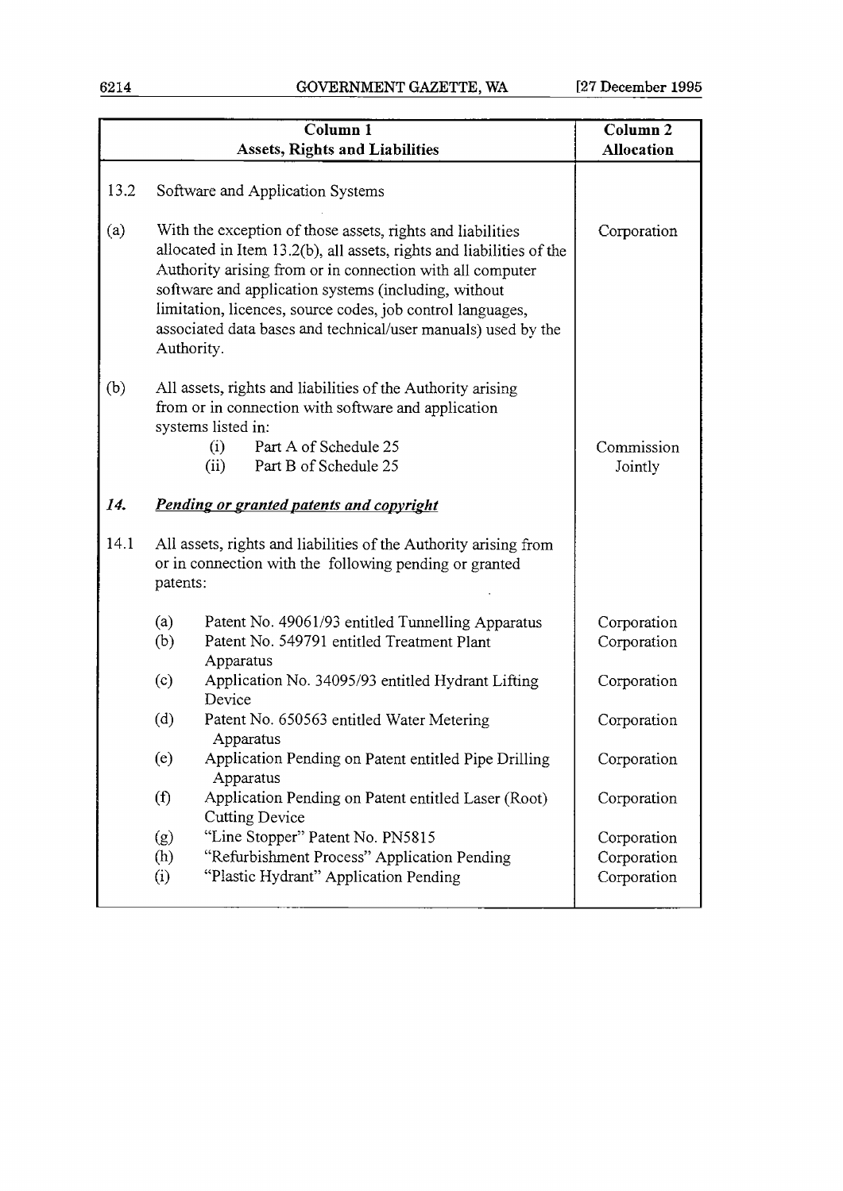| Column 1 Assets, Rights and Liabilities | | Column 2 Allocation |
|---|---|---|
| 13.2 | Software and Application Systems | |
| (a) | With the exception of those assets, rights and liabilities allocated in Item 13.2(b), all assets, rights and liabilities of the Authority arising from or in connection with all computer software and application systems (including, without limitation, licences, source codes, job control languages, associated data bases and technical/user manuals) used by the Authority. | Corporation |
| (b) | All assets, rights and liabilities of the Authority arising from or in connection with software and application systems listed in: | |
| | (i) Part A of Schedule 25 | Commission |
| | (ii) Part B of Schedule 25 | Jointly |
| ***14.*** | ***Pending or granted patents and copyright*** | |
| 14.1 | All assets, rights and liabilities of the Authority arising from or in connection with the following pending or granted patents: | |
| | (a) Patent No. 49061/93 entitled Tunnelling Apparatus | Corporation |
| | (b) Patent No. 549791 entitled Treatment Plant Apparatus | Corporation |
| | (c) Application No. 34095/93 entitled Hydrant Lifting Device | Corporation |
| | (d) Patent No. 650563 entitled Water Metering Apparatus | Corporation |
| | (e) Application Pending on Patent entitled Pipe Drilling Apparatus | Corporation |
| | (f) Application Pending on Patent entitled Laser (Root) Cutting Device | Corporation |
| | (g) "Line Stopper" Patent No. PN5815 | Corporation |
| | (h) "Refurbishment Process" Application Pending | Corporation |
| | (i) "Plastic Hydrant" Application Pending | Corporation |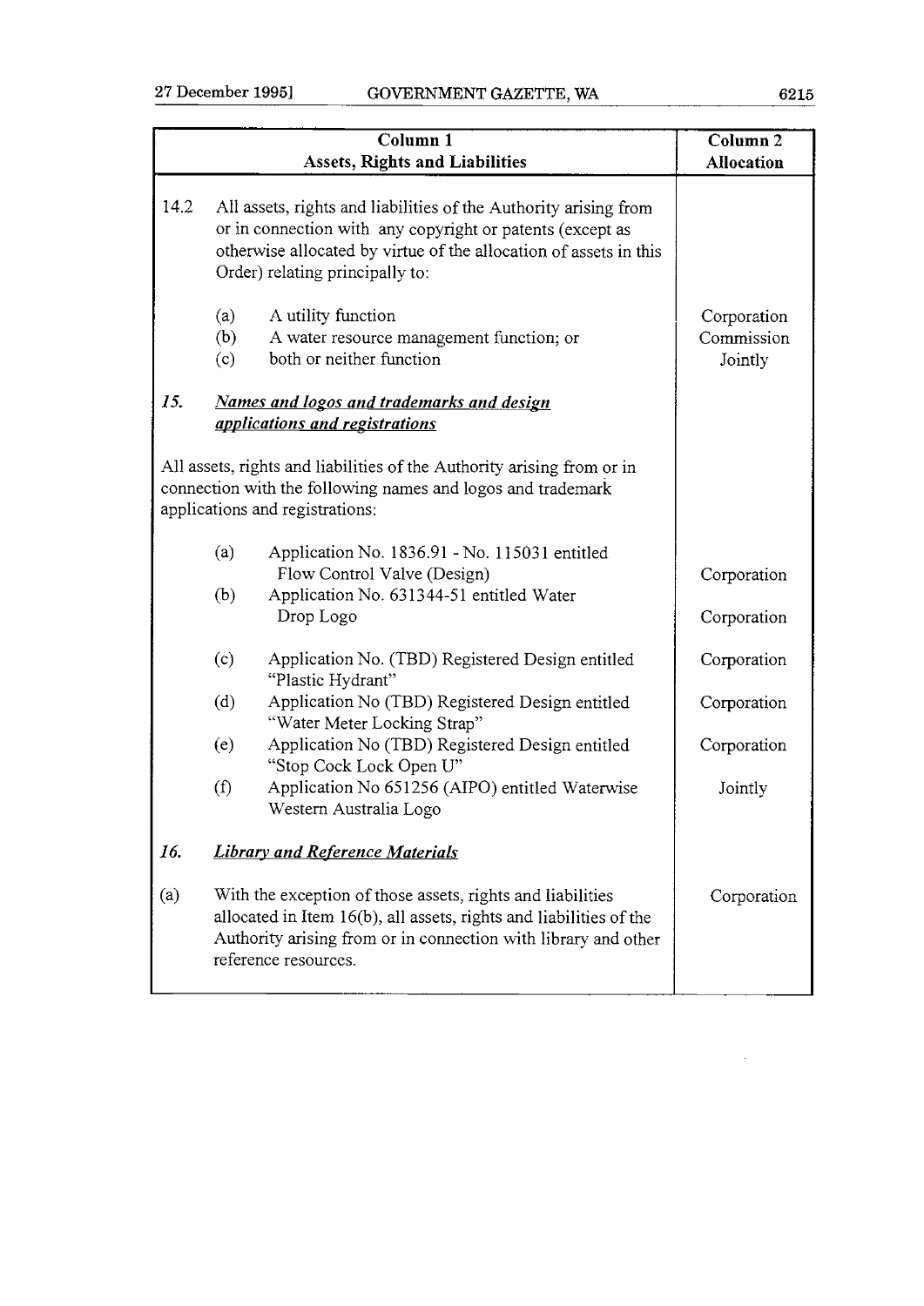| Column 1<br>Assets, Rights and Liabilities | Column 2<br>Allocation |
|---|---|
| 14.2 All assets, rights and liabilities of the Authority arising from or in connection with any copyright or patents (except as otherwise allocated by virtue of the allocation of assets in this Order) relating principally to: | |
| (a) A utility function | Corporation |
| (b) A water resource management function; or | Commission |
| (c) both or neither function | Jointly |
| ***15. <u>Names and logos and trademarks and design applications and registrations</u>*** | |
| All assets, rights and liabilities of the Authority arising from or in connection with the following names and logos and trademark applications and registrations: | |
| (a) Application No. 1836.91 - No. 115031 entitled Flow Control Valve (Design) | Corporation |
| (b) Application No. 631344-51 entitled Water Drop Logo | Corporation |
| (c) Application No. (TBD) Registered Design entitled "Plastic Hydrant" | Corporation |
| (d) Application No (TBD) Registered Design entitled "Water Meter Locking Strap" | Corporation |
| (e) Application No (TBD) Registered Design entitled "Stop Cock Lock Open U" | Corporation |
| (f) Application No 651256 (AIPO) entitled Waterwise Western Australia Logo | Jointly |
| ***16. <u>Library and Reference Materials</u>*** | |
| (a) With the exception of those assets, rights and liabilities allocated in Item 16(b), all assets, rights and liabilities of the Authority arising from or in connection with library and other reference resources. | Corporation |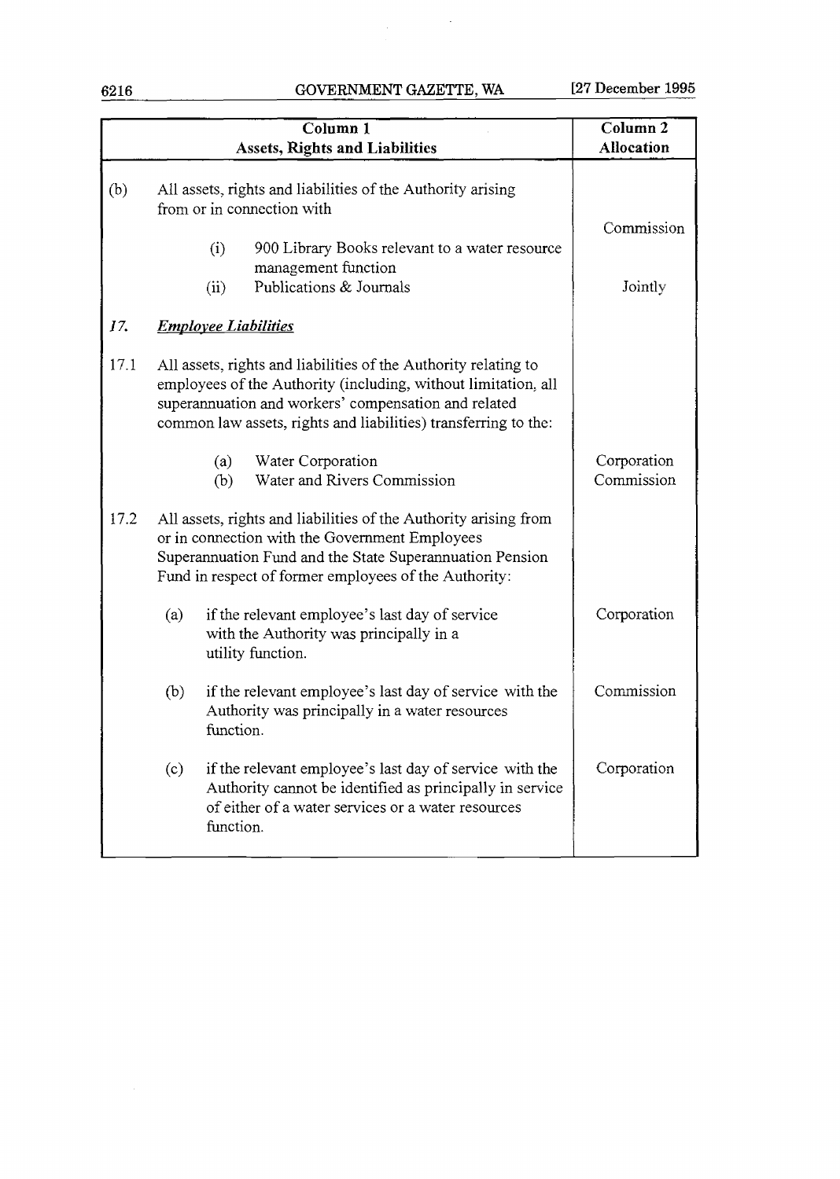| Column 1 Assets, Rights and Liabilities | | | Column 2 Allocation |
|---|---|---|---|
| (b) | All assets, rights and liabilities of the Authority arising from or in connection with | | |
| | (i) | 900 Library Books relevant to a water resource management function | Commission |
| | (ii) | Publications & Journals | Jointly |
| *17.* | ***Employee Liabilities*** | | |
| 17.1 | All assets, rights and liabilities of the Authority relating to employees of the Authority (including, without limitation, all superannuation and workers' compensation and related common law assets, rights and liabilities) transferring to the: | | |
| | (a) | Water Corporation | Corporation |
| | (b) | Water and Rivers Commission | Commission |
| 17.2 | All assets, rights and liabilities of the Authority arising from or in connection with the Government Employees Superannuation Fund and the State Superannuation Pension Fund in respect of former employees of the Authority: | | |
| | (a) | if the relevant employee's last day of service with the Authority was principally in a utility function. | Corporation |
| | (b) | if the relevant employee's last day of service with the Authority was principally in a water resources function. | Commission |
| | (c) | if the relevant employee's last day of service with the Authority cannot be identified as principally in service of either of a water services or a water resources function. | Corporation |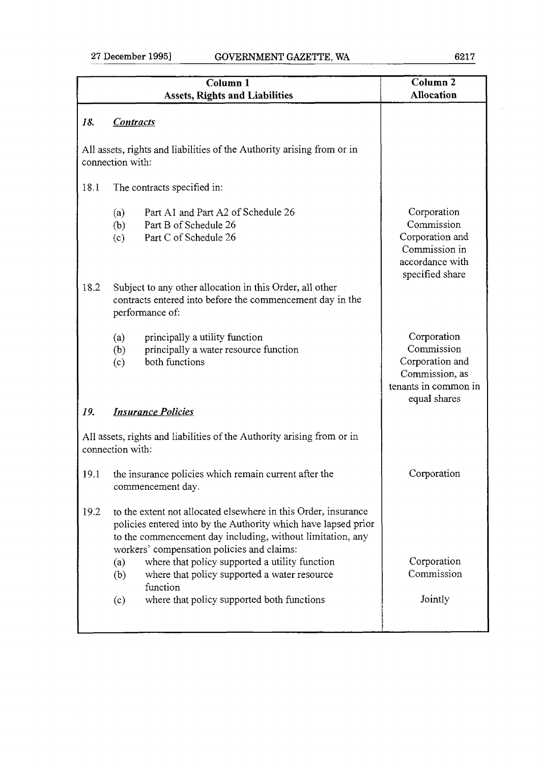| Column 1<br>Assets, Rights and Liabilities | Column 2<br>Allocation |
|---|---|
| ***18. Contracts*** | |
| All assets, rights and liabilities of the Authority arising from or in connection with: | |
| 18.1 The contracts specified in: | |
| (a) Part A1 and Part A2 of Schedule 26 | Corporation |
| (b) Part B of Schedule 26 | Commission |
| (c) Part C of Schedule 26 | Corporation and Commission in accordance with specified share |
| 18.2 Subject to any other allocation in this Order, all other contracts entered into before the commencement day in the performance of: | |
| (a) principally a utility function | Corporation |
| (b) principally a water resource function | Commission |
| (c) both functions | Corporation and Commission, as tenants in common in equal shares |
| ***19. Insurance Policies*** | |
| All assets, rights and liabilities of the Authority arising from or in connection with: | |
| 19.1 the insurance policies which remain current after the commencement day. | Corporation |
| 19.2 to the extent not allocated elsewhere in this Order, insurance policies entered into by the Authority which have lapsed prior to the commencement day including, without limitation, any workers' compensation policies and claims: | |
| (a) where that policy supported a utility function | Corporation |
| (b) where that policy supported a water resource function | Commission |
| (c) where that policy supported both functions | Jointly |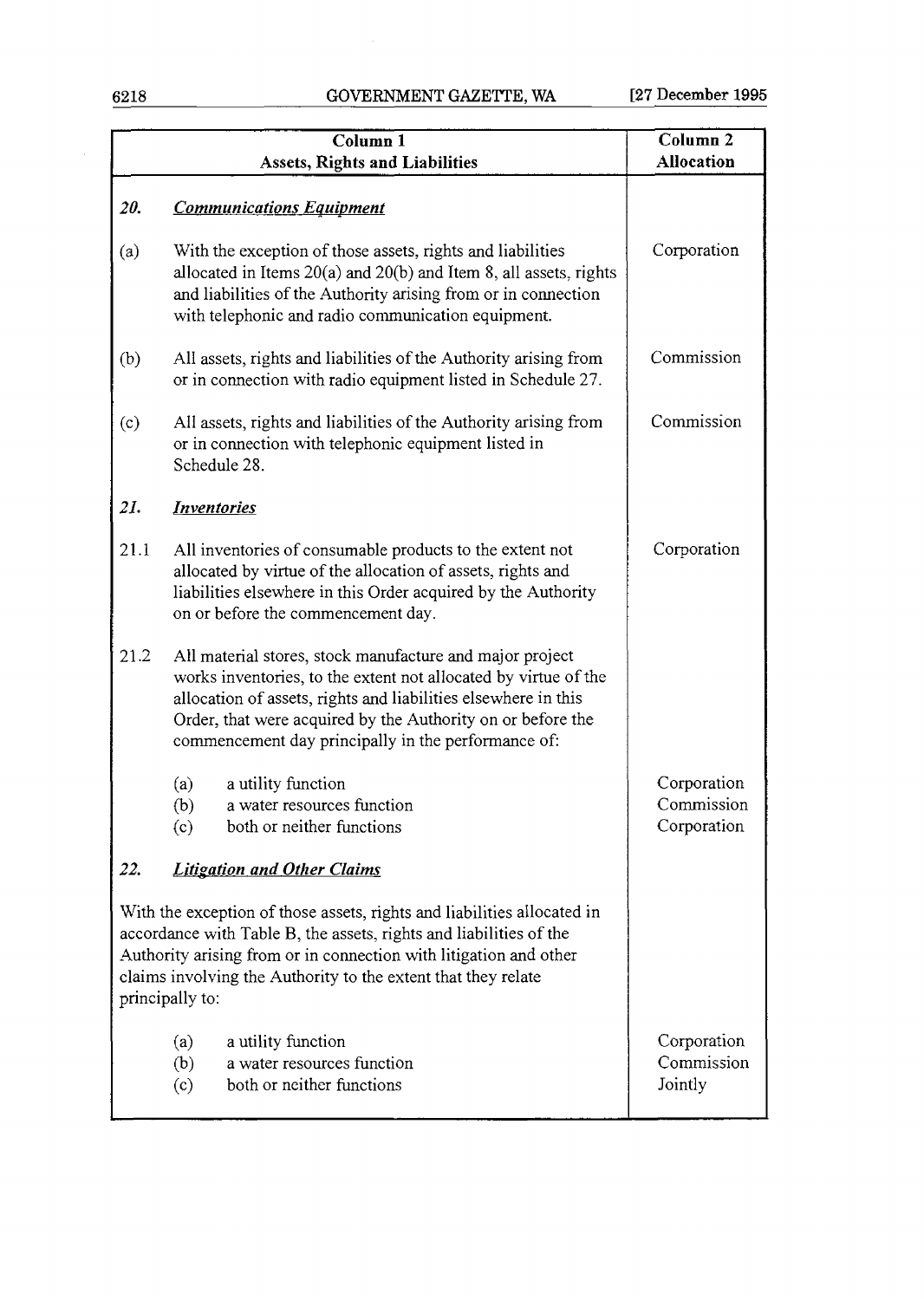| | Column 1<br>Assets, Rights and Liabilities | Column 2<br>Allocation |
|---|---|---|
| ***20.*** | ***<u>Communications Equipment</u>*** | |
| (a) | With the exception of those assets, rights and liabilities allocated in Items 20(a) and 20(b) and Item 8, all assets, rights and liabilities of the Authority arising from or in connection with telephonic and radio communication equipment. | Corporation |
| (b) | All assets, rights and liabilities of the Authority arising from or in connection with radio equipment listed in Schedule 27. | Commission |
| (c) | All assets, rights and liabilities of the Authority arising from or in connection with telephonic equipment listed in Schedule 28. | Commission |
| ***21.*** | ***<u>Inventories</u>*** | |
| 21.1 | All inventories of consumable products to the extent not allocated by virtue of the allocation of assets, rights and liabilities elsewhere in this Order acquired by the Authority on or before the commencement day. | Corporation |
| 21.2 | All material stores, stock manufacture and major project works inventories, to the extent not allocated by virtue of the allocation of assets, rights and liabilities elsewhere in this Order, that were acquired by the Authority on or before the commencement day principally in the performance of: | |
| | (a) a utility function | Corporation |
| | (b) a water resources function | Commission |
| | (c) both or neither functions | Corporation |
| ***22.*** | ***<u>Litigation and Other Claims</u>*** | |
| | With the exception of those assets, rights and liabilities allocated in accordance with Table B, the assets, rights and liabilities of the Authority arising from or in connection with litigation and other claims involving the Authority to the extent that they relate principally to: | |
| | (a) a utility function | Corporation |
| | (b) a water resources function | Commission |
| | (c) both or neither functions | Jointly |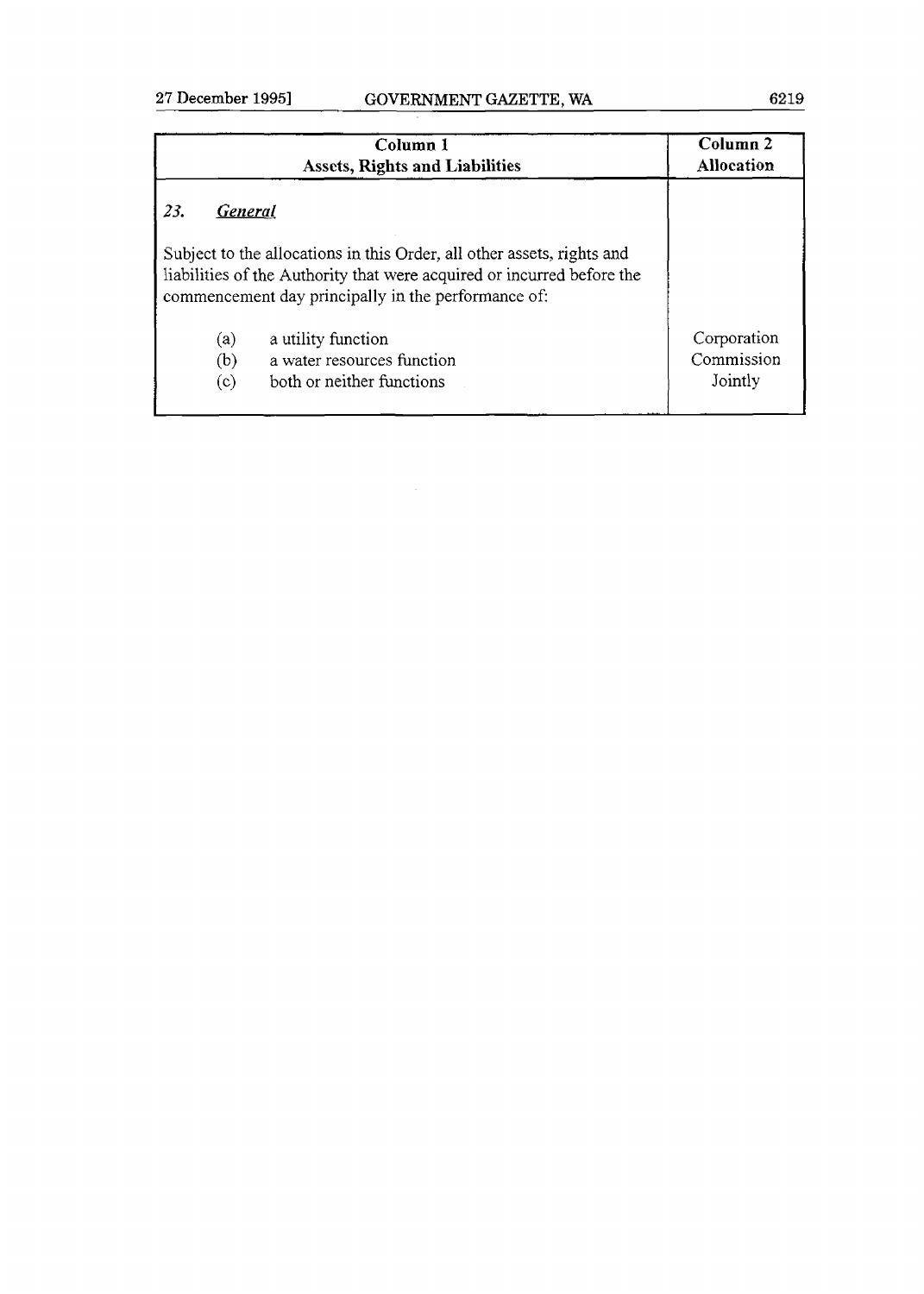| Column 1<br>Assets, Rights and Liabilities | Column 2<br>Allocation |
| --- | --- |
| *23.* ***General*** | |
| Subject to the allocations in this Order, all other assets, rights and liabilities of the Authority that were acquired or incurred before the commencement day principally in the performance of: | |
| (a) a utility function | Corporation |
| (b) a water resources function | Commission |
| (c) both or neither functions | Jointly |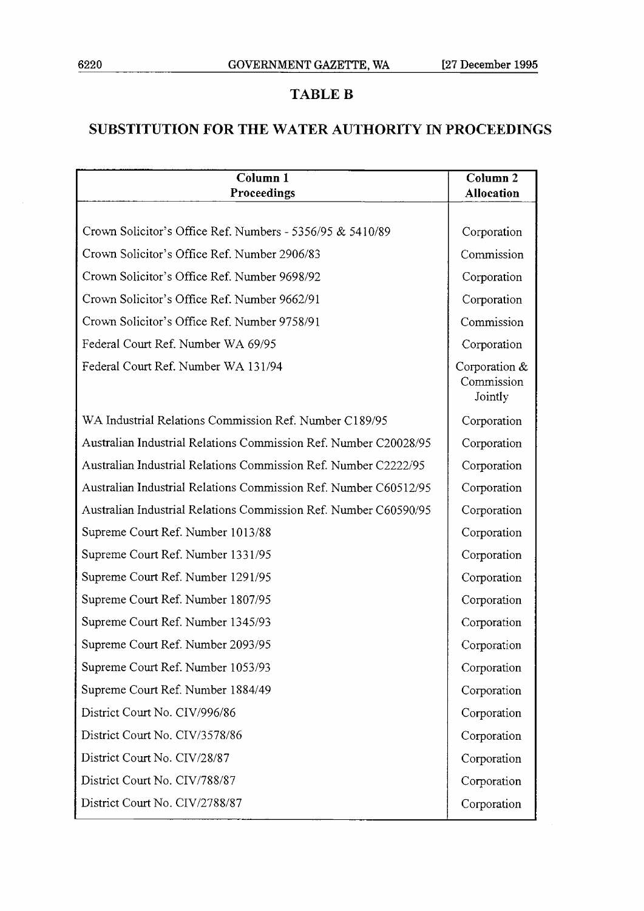## TABLE B

## SUBSTITUTION FOR THE WATER AUTHORITY IN PROCEEDINGS

| Column 1 Proceedings | Column 2 Allocation |
|---|---|
| Crown Solicitor's Office Ref. Numbers - 5356/95 & 5410/89 | Corporation |
| Crown Solicitor's Office Ref. Number 2906/83 | Commission |
| Crown Solicitor's Office Ref. Number 9698/92 | Corporation |
| Crown Solicitor's Office Ref. Number 9662/91 | Corporation |
| Crown Solicitor's Office Ref. Number 9758/91 | Commission |
| Federal Court Ref. Number WA 69/95 | Corporation |
| Federal Court Ref. Number WA 131/94 | Corporation & Commission Jointly |
| WA Industrial Relations Commission Ref. Number C189/95 | Corporation |
| Australian Industrial Relations Commission Ref. Number C20028/95 | Corporation |
| Australian Industrial Relations Commission Ref. Number C2222/95 | Corporation |
| Australian Industrial Relations Commission Ref. Number C60512/95 | Corporation |
| Australian Industrial Relations Commission Ref. Number C60590/95 | Corporation |
| Supreme Court Ref. Number 1013/88 | Corporation |
| Supreme Court Ref. Number 1331/95 | Corporation |
| Supreme Court Ref. Number 1291/95 | Corporation |
| Supreme Court Ref. Number 1807/95 | Corporation |
| Supreme Court Ref. Number 1345/93 | Corporation |
| Supreme Court Ref. Number 2093/95 | Corporation |
| Supreme Court Ref. Number 1053/93 | Corporation |
| Supreme Court Ref. Number 1884/49 | Corporation |
| District Court No. CIV/996/86 | Corporation |
| District Court No. CIV/3578/86 | Corporation |
| District Court No. CIV/28/87 | Corporation |
| District Court No. CIV/788/87 | Corporation |
| District Court No. CIV/2788/87 | Corporation |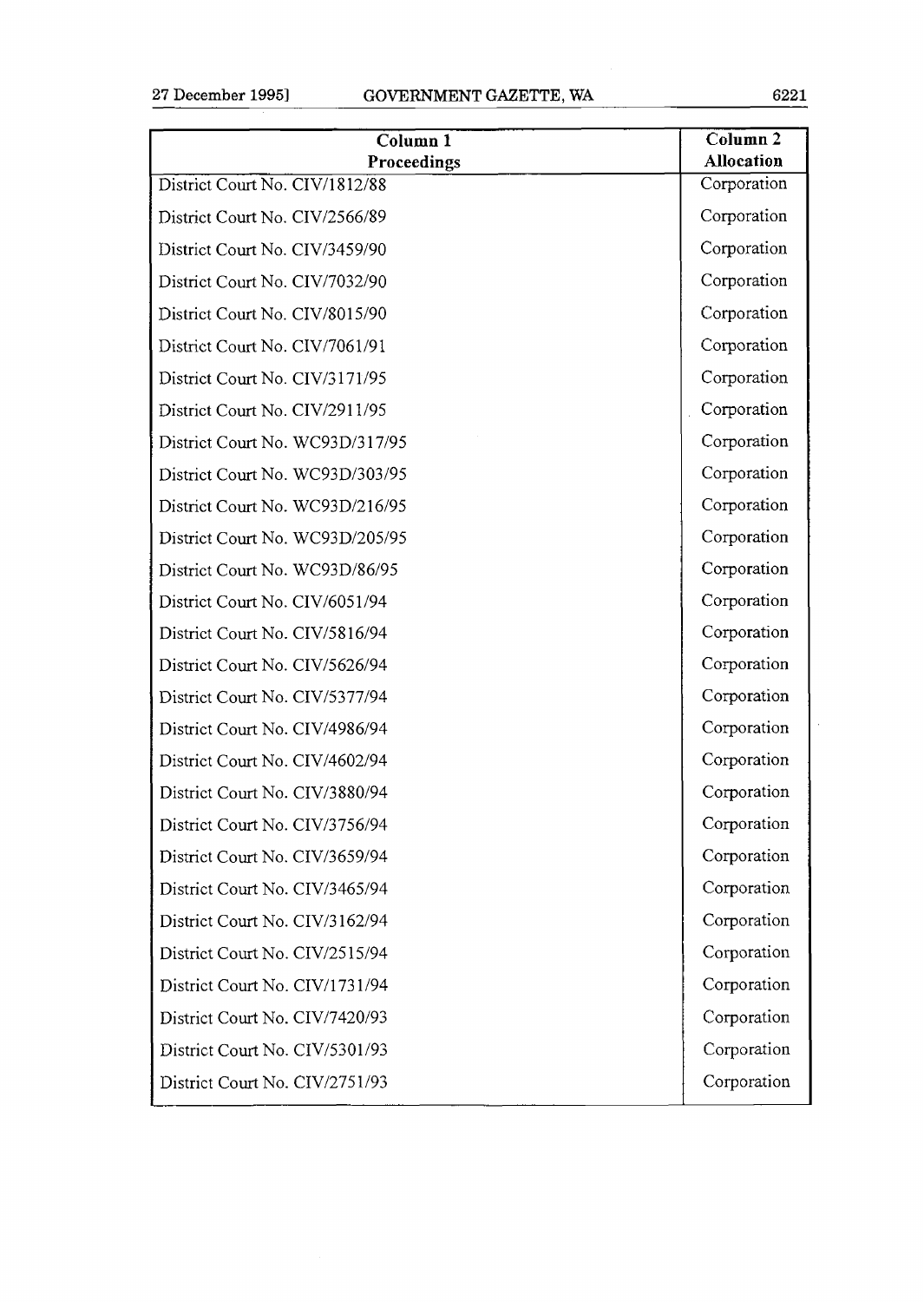| Column 1<br>Proceedings | Column 2<br>Allocation |
|---|---|
| District Court No. CIV/1812/88 | Corporation |
| District Court No. CIV/2566/89 | Corporation |
| District Court No. CIV/3459/90 | Corporation |
| District Court No. CIV/7032/90 | Corporation |
| District Court No. CIV/8015/90 | Corporation |
| District Court No. CIV/7061/91 | Corporation |
| District Court No. CIV/3171/95 | Corporation |
| District Court No. CIV/2911/95 | Corporation |
| District Court No. WC93D/317/95 | Corporation |
| District Court No. WC93D/303/95 | Corporation |
| District Court No. WC93D/216/95 | Corporation |
| District Court No. WC93D/205/95 | Corporation |
| District Court No. WC93D/86/95 | Corporation |
| District Court No. CIV/6051/94 | Corporation |
| District Court No. CIV/5816/94 | Corporation |
| District Court No. CIV/5626/94 | Corporation |
| District Court No. CIV/5377/94 | Corporation |
| District Court No. CIV/4986/94 | Corporation |
| District Court No. CIV/4602/94 | Corporation |
| District Court No. CIV/3880/94 | Corporation |
| District Court No. CIV/3756/94 | Corporation |
| District Court No. CIV/3659/94 | Corporation |
| District Court No. CIV/3465/94 | Corporation |
| District Court No. CIV/3162/94 | Corporation |
| District Court No. CIV/2515/94 | Corporation |
| District Court No. CIV/1731/94 | Corporation |
| District Court No. CIV/7420/93 | Corporation |
| District Court No. CIV/5301/93 | Corporation |
| District Court No. CIV/2751/93 | Corporation |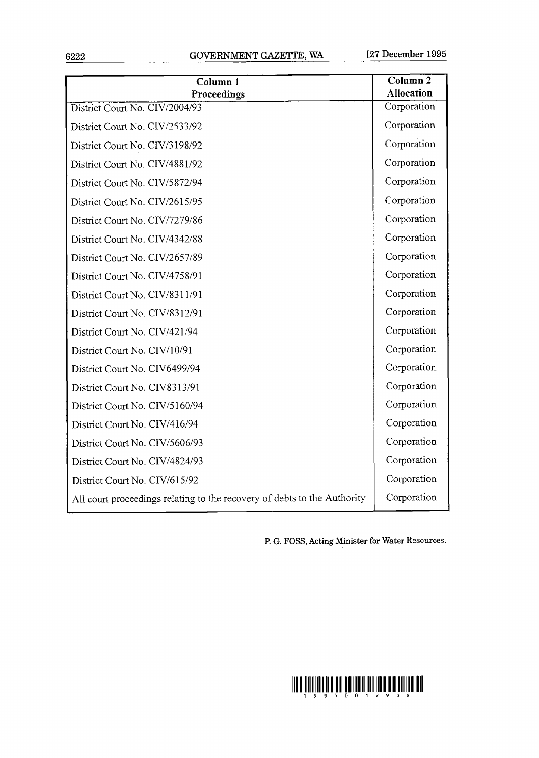| Column 1<br>Proceedings | Column 2<br>Allocation |
|---|---|
| District Court No. CIV/2004/93 | Corporation |
| District Court No. CIV/2533/92 | Corporation |
| District Court No. CIV/3198/92 | Corporation |
| District Court No. CIV/4881/92 | Corporation |
| District Court No. CIV/5872/94 | Corporation |
| District Court No. CIV/2615/95 | Corporation |
| District Court No. CIV/7279/86 | Corporation |
| District Court No. CIV/4342/88 | Corporation |
| District Court No. CIV/2657/89 | Corporation |
| District Court No. CIV/4758/91 | Corporation |
| District Court No. CIV/8311/91 | Corporation |
| District Court No. CIV/8312/91 | Corporation |
| District Court No. CIV/421/94 | Corporation |
| District Court No. CIV/10/91 | Corporation |
| District Court No. CIV6499/94 | Corporation |
| District Court No. CIV8313/91 | Corporation |
| District Court No. CIV/5160/94 | Corporation |
| District Court No. CIV/416/94 | Corporation |
| District Court No. CIV/5606/93 | Corporation |
| District Court No. CIV/4824/93 | Corporation |
| District Court No. CIV/615/92 | Corporation |
| All court proceedings relating to the recovery of debts to the Authority | Corporation |

P. G. FOSS, Acting Minister for Water Resources.